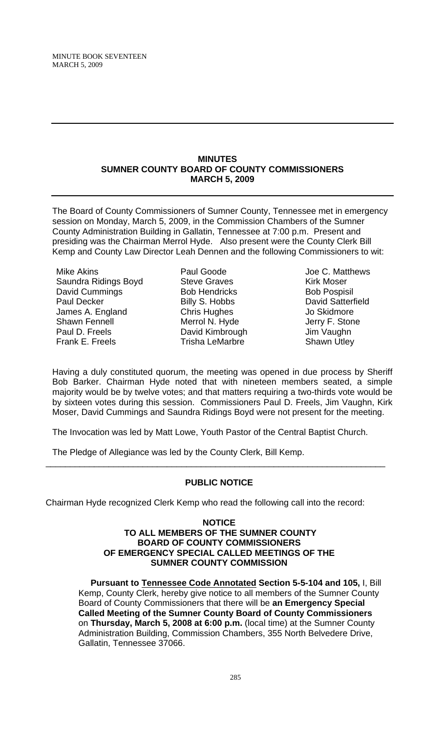## MINUTES
## SUMNER COUNTY BOARD OF COUNTY COMMISSIONERS
## MARCH 5, 2009

The Board of County Commissioners of Sumner County, Tennessee met in emergency session on Monday, March 5, 2009, in the Commission Chambers of the Sumner County Administration Building in Gallatin, Tennessee at 7:00 p.m. Present and presiding was the Chairman Merrol Hyde. Also present were the County Clerk Bill Kemp and County Law Director Leah Dennen and the following Commissioners to wit:

| | | |
|---|---|---|
| Mike Akins | Paul Goode | Joe C. Matthews |
| Saundra Ridings Boyd | Steve Graves | Kirk Moser |
| David Cummings | Bob Hendricks | Bob Pospisil |
| Paul Decker | Billy S. Hobbs | David Satterfield |
| James A. England | Chris Hughes | Jo Skidmore |
| Shawn Fennell | Merrol N. Hyde | Jerry F. Stone |
| Paul D. Freels | David Kimbrough | Jim Vaughn |
| Frank E. Freels | Trisha LeMarbre | Shawn Utley |

Having a duly constituted quorum, the meeting was opened in due process by Sheriff Bob Barker. Chairman Hyde noted that with nineteen members seated, a simple majority would be by twelve votes; and that matters requiring a two-thirds vote would be by sixteen votes during this session. Commissioners Paul D. Freels, Jim Vaughn, Kirk Moser, David Cummings and Saundra Ridings Boyd were not present for the meeting.

The Invocation was led by Matt Lowe, Youth Pastor of the Central Baptist Church.

The Pledge of Allegiance was led by the County Clerk, Bill Kemp.

---

### PUBLIC NOTICE

Chairman Hyde recognized Clerk Kemp who read the following call into the record:

**NOTICE**
**TO ALL MEMBERS OF THE SUMNER COUNTY BOARD OF COUNTY COMMISSIONERS OF EMERGENCY SPECIAL CALLED MEETINGS OF THE SUMNER COUNTY COMMISSION**

**Pursuant to Tennessee Code Annotated Section 5-5-104 and 105,** I, Bill Kemp, County Clerk, hereby give notice to all members of the Sumner County Board of County Commissioners that there will be **an Emergency Special Called Meeting of the Sumner County Board of County Commissioners** on **Thursday, March 5, 2008 at 6:00 p.m.** (local time) at the Sumner County Administration Building, Commission Chambers, 355 North Belvedere Drive, Gallatin, Tennessee 37066.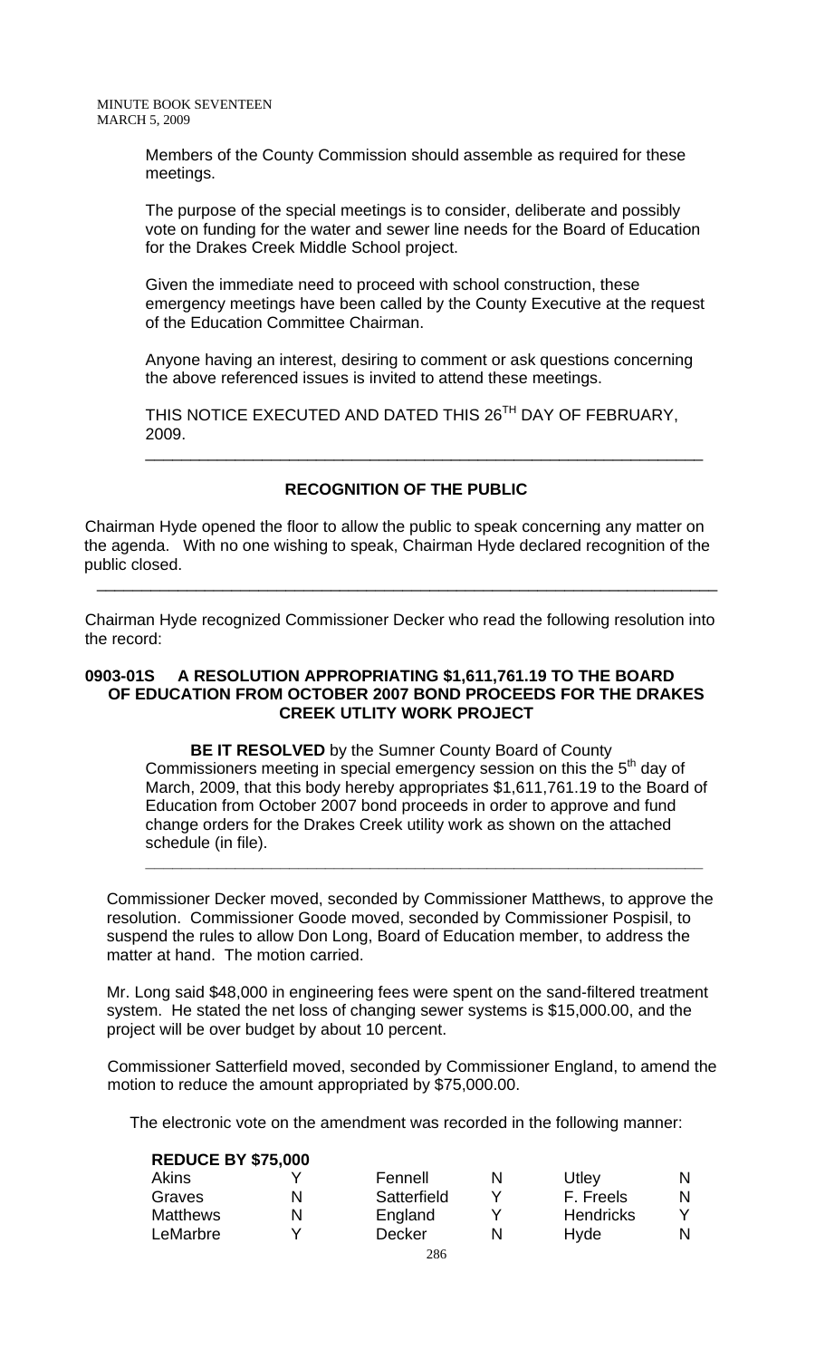Members of the County Commission should assemble as required for these meetings.

The purpose of the special meetings is to consider, deliberate and possibly vote on funding for the water and sewer line needs for the Board of Education for the Drakes Creek Middle School project.

Given the immediate need to proceed with school construction, these emergency meetings have been called by the County Executive at the request of the Education Committee Chairman.

Anyone having an interest, desiring to comment or ask questions concerning the above referenced issues is invited to attend these meetings.

THIS NOTICE EXECUTED AND DATED THIS 26TH DAY OF FEBRUARY, 2009.

---

## RECOGNITION OF THE PUBLIC

Chairman Hyde opened the floor to allow the public to speak concerning any matter on the agenda. With no one wishing to speak, Chairman Hyde declared recognition of the public closed.

---

Chairman Hyde recognized Commissioner Decker who read the following resolution into the record:

### 0903-01S A RESOLUTION APPROPRIATING $1,611,761.19 TO THE BOARD OF EDUCATION FROM OCTOBER 2007 BOND PROCEEDS FOR THE DRAKES CREEK UTLITY WORK PROJECT

**BE IT RESOLVED** by the Sumner County Board of County Commissioners meeting in special emergency session on this the 5th day of March, 2009, that this body hereby appropriates $1,611,761.19 to the Board of Education from October 2007 bond proceeds in order to approve and fund change orders for the Drakes Creek utility work as shown on the attached schedule (in file).

---

Commissioner Decker moved, seconded by Commissioner Matthews, to approve the resolution. Commissioner Goode moved, seconded by Commissioner Pospisil, to suspend the rules to allow Don Long, Board of Education member, to address the matter at hand. The motion carried.

Mr. Long said $48,000 in engineering fees were spent on the sand-filtered treatment system. He stated the net loss of changing sewer systems is $15,000.00, and the project will be over budget by about 10 percent.

Commissioner Satterfield moved, seconded by Commissioner England, to amend the motion to reduce the amount appropriated by $75,000.00.

The electronic vote on the amendment was recorded in the following manner:

**REDUCE BY $75,000**

| | | | | | |
|---|---|---|---|---|---|
| Akins | Y | Fennell | N | Utley | N |
| Graves | N | Satterfield | Y | F. Freels | N |
| Matthews | N | England | Y | Hendricks | Y |
| LeMarbre | Y | Decker | N | Hyde | N |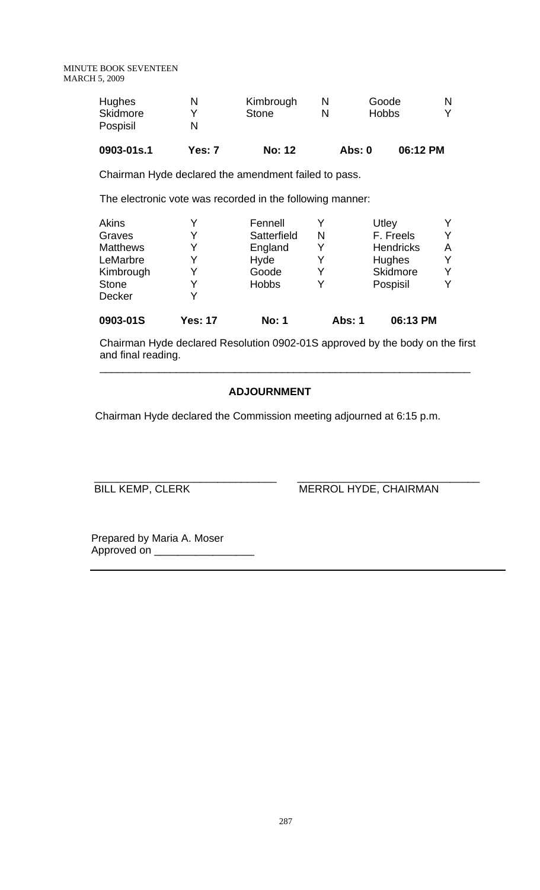| | | | | | |
|---|---|---|---|---|---|
| Hughes | N | Kimbrough | N | Goode | N |
| Skidmore | Y | Stone | N | Hobbs | Y |
| Pospisil | N | | | | |

**0903-01s.1 Yes: 7 No: 12 Abs: 0 06:12 PM**

Chairman Hyde declared the amendment failed to pass.

The electronic vote was recorded in the following manner:

| | | | | | |
|---|---|---|---|---|---|
| Akins | Y | Fennell | Y | Utley | Y |
| Graves | Y | Satterfield | N | F. Freels | Y |
| Matthews | Y | England | Y | Hendricks | A |
| LeMarbre | Y | Hyde | Y | Hughes | Y |
| Kimbrough | Y | Goode | Y | Skidmore | Y |
| Stone | Y | Hobbs | Y | Pospisil | Y |
| Decker | Y | | | | |

**0903-01S Yes: 17 No: 1 Abs: 1 06:13 PM**

Chairman Hyde declared Resolution 0902-01S approved by the body on the first and final reading.

---

## ADJOURNMENT

Chairman Hyde declared the Commission meeting adjourned at 6:15 p.m.

\_\_\_\_\_\_\_\_\_\_\_\_\_\_\_\_\_\_\_\_\_\_\_\_\_\_\_\_\_\_ \_\_\_\_\_\_\_\_\_\_\_\_\_\_\_\_\_\_\_\_\_\_\_\_\_\_\_\_\_\_

BILL KEMP, CLERK MERROL HYDE, CHAIRMAN

Prepared by Maria A. Moser
Approved on \_\_\_\_\_\_\_\_\_\_\_\_\_\_\_\_